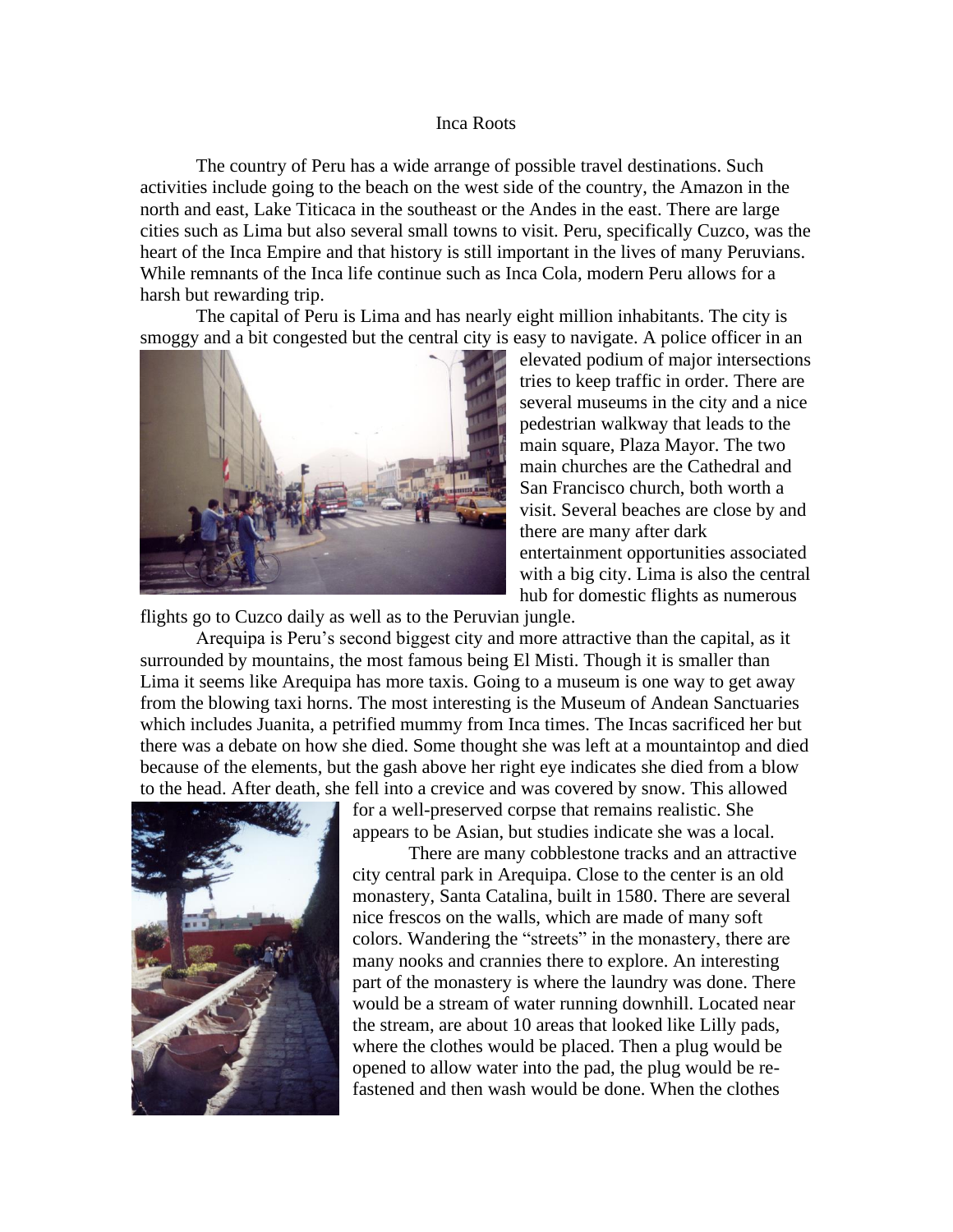# Inca Roots

The country of Peru has a wide arrange of possible travel destinations. Such activities include going to the beach on the west side of the country, the Amazon in the north and east, Lake Titicaca in the southeast or the Andes in the east. There are large cities such as Lima but also several small towns to visit. Peru, specifically Cuzco, was the heart of the Inca Empire and that history is still important in the lives of many Peruvians. While remnants of the Inca life continue such as Inca Cola, modern Peru allows for a harsh but rewarding trip.

The capital of Peru is Lima and has nearly eight million inhabitants. The city is smoggy and a bit congested but the central city is easy to navigate. A police officer in an elevated podium of major intersections tries to keep traffic in order. There are several museums in the city and a nice pedestrian walkway that leads to the main square, Plaza Mayor. The two main churches are the Cathedral and San Francisco church, both worth a visit. Several beaches are close by and there are many after dark entertainment opportunities associated with a big city. Lima is also the central hub for domestic flights as numerous flights go to Cuzco daily as well as to the Peruvian jungle.

Arequipa is Peru's second biggest city and more attractive than the capital, as it surrounded by mountains, the most famous being El Misti. Though it is smaller than Lima it seems like Arequipa has more taxis. Going to a museum is one way to get away from the blowing taxi horns. The most interesting is the Museum of Andean Sanctuaries which includes Juanita, a petrified mummy from Inca times. The Incas sacrificed her but there was a debate on how she died. Some thought she was left at a mountaintop and died because of the elements, but the gash above her right eye indicates she died from a blow to the head. After death, she fell into a crevice and was covered by snow. This allowed for a well-preserved corpse that remains realistic. She appears to be Asian, but studies indicate she was a local.

There are many cobblestone tracks and an attractive city central park in Arequipa. Close to the center is an old monastery, Santa Catalina, built in 1580. There are several nice frescos on the walls, which are made of many soft colors. Wandering the "streets" in the monastery, there are many nooks and crannies there to explore. An interesting part of the monastery is where the laundry was done. There would be a stream of water running downhill. Located near the stream, are about 10 areas that looked like Lilly pads, where the clothes would be placed. Then a plug would be opened to allow water into the pad, the plug would be re-fastened and then wash would be done. When the clothes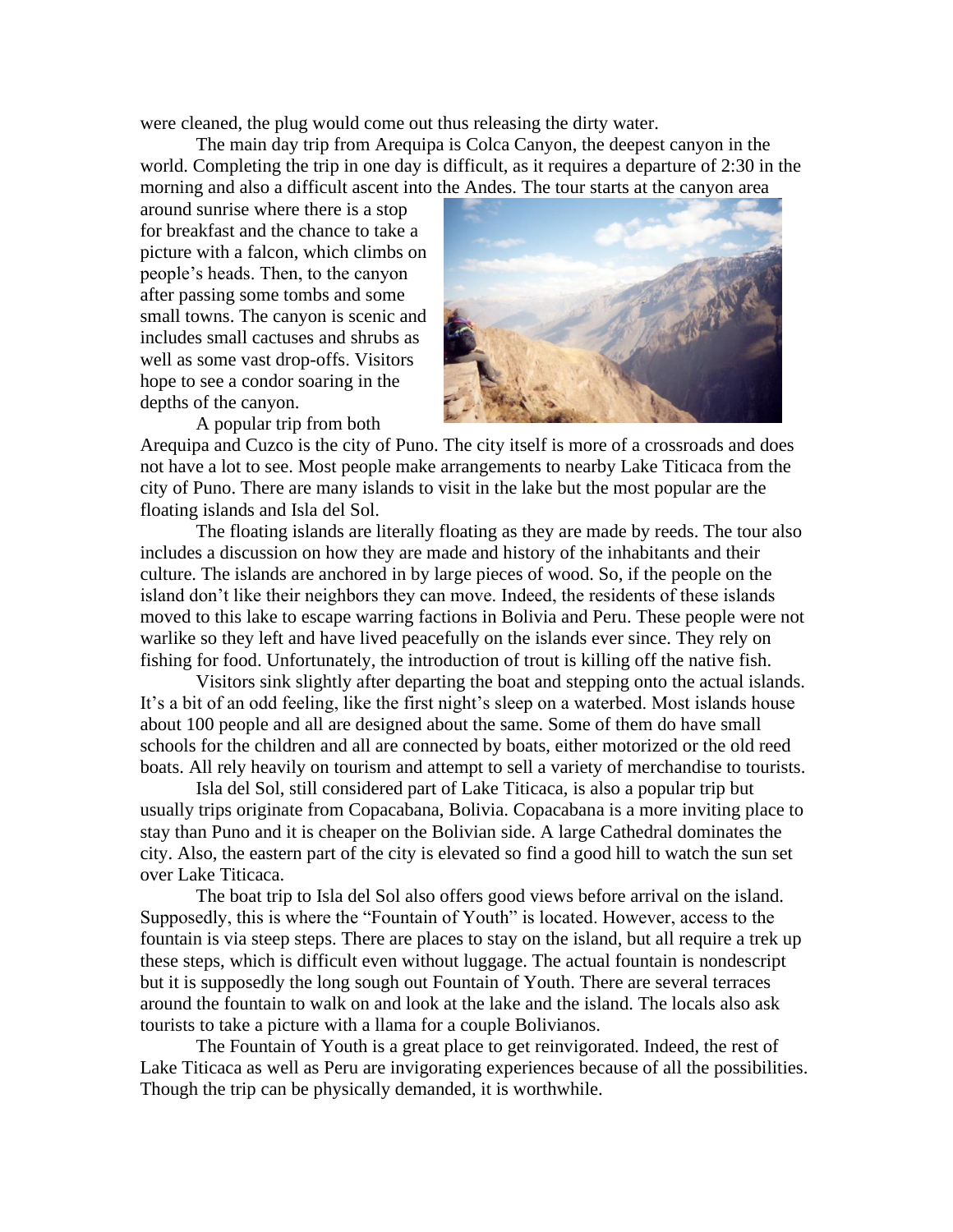were cleaned, the plug would come out thus releasing the dirty water.

The main day trip from Arequipa is Colca Canyon, the deepest canyon in the world. Completing the trip in one day is difficult, as it requires a departure of 2:30 in the morning and also a difficult ascent into the Andes. The tour starts at the canyon area around sunrise where there is a stop for breakfast and the chance to take a picture with a falcon, which climbs on people's heads. Then, to the canyon after passing some tombs and some small towns. The canyon is scenic and includes small cactuses and shrubs as well as some vast drop-offs. Visitors hope to see a condor soaring in the depths of the canyon.

A popular trip from both Arequipa and Cuzco is the city of Puno. The city itself is more of a crossroads and does not have a lot to see. Most people make arrangements to nearby Lake Titicaca from the city of Puno. There are many islands to visit in the lake but the most popular are the floating islands and Isla del Sol.

The floating islands are literally floating as they are made by reeds. The tour also includes a discussion on how they are made and history of the inhabitants and their culture. The islands are anchored in by large pieces of wood. So, if the people on the island don't like their neighbors they can move. Indeed, the residents of these islands moved to this lake to escape warring factions in Bolivia and Peru. These people were not warlike so they left and have lived peacefully on the islands ever since. They rely on fishing for food. Unfortunately, the introduction of trout is killing off the native fish.

Visitors sink slightly after departing the boat and stepping onto the actual islands. It's a bit of an odd feeling, like the first night's sleep on a waterbed. Most islands house about 100 people and all are designed about the same. Some of them do have small schools for the children and all are connected by boats, either motorized or the old reed boats. All rely heavily on tourism and attempt to sell a variety of merchandise to tourists.

Isla del Sol, still considered part of Lake Titicaca, is also a popular trip but usually trips originate from Copacabana, Bolivia. Copacabana is a more inviting place to stay than Puno and it is cheaper on the Bolivian side. A large Cathedral dominates the city. Also, the eastern part of the city is elevated so find a good hill to watch the sun set over Lake Titicaca.

The boat trip to Isla del Sol also offers good views before arrival on the island. Supposedly, this is where the "Fountain of Youth" is located. However, access to the fountain is via steep steps. There are places to stay on the island, but all require a trek up these steps, which is difficult even without luggage. The actual fountain is nondescript but it is supposedly the long sough out Fountain of Youth. There are several terraces around the fountain to walk on and look at the lake and the island. The locals also ask tourists to take a picture with a llama for a couple Bolivianos.

The Fountain of Youth is a great place to get reinvigorated. Indeed, the rest of Lake Titicaca as well as Peru are invigorating experiences because of all the possibilities. Though the trip can be physically demanded, it is worthwhile.